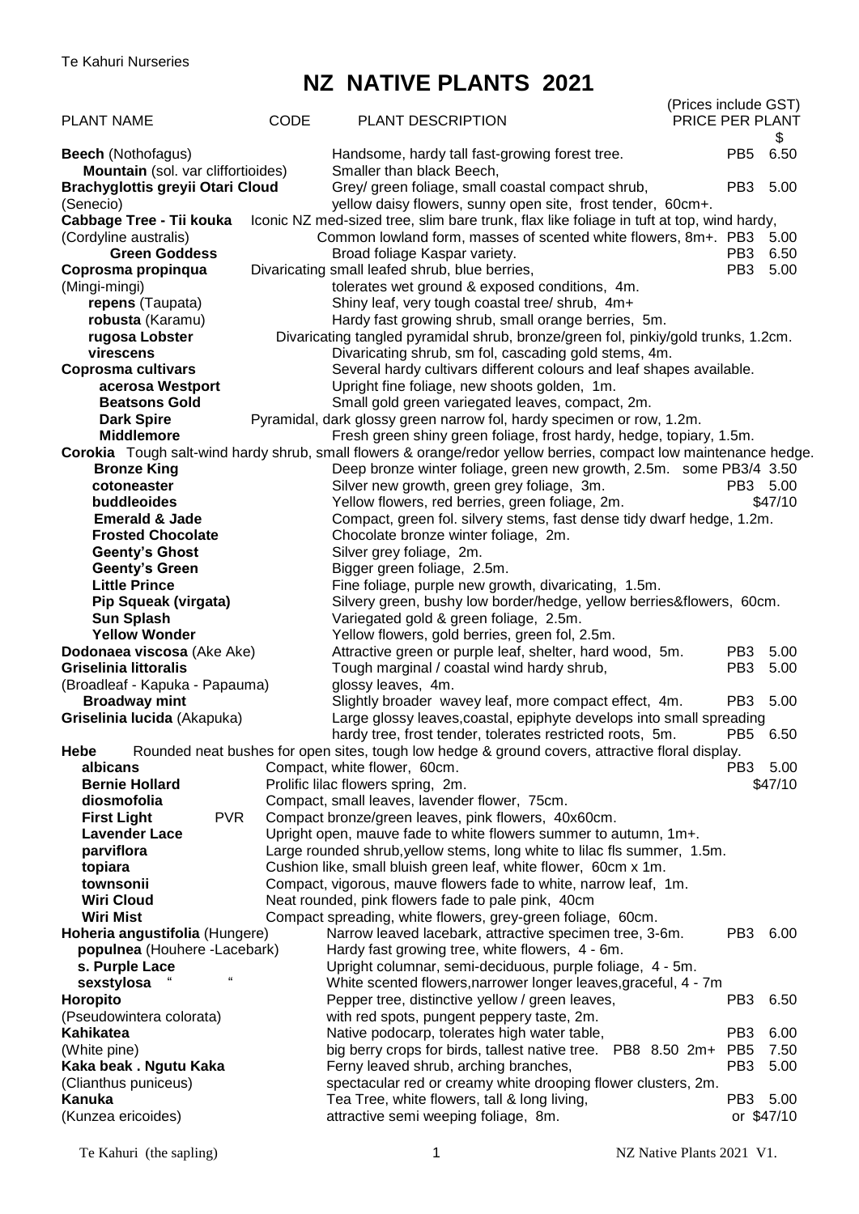Te Kahuri Nurseries

# NZ NATIVE PLANTS 2021

(Prices include GST)

| PLANT NAME | CODE | PLANT DESCRIPTION | | PRICE PER PLANT $ |
|---|---|---|---|---|
| **Beech** (Nothofagus) | | Handsome, hardy tall fast-growing forest tree. | PB5 | 6.50 |
| **Mountain** (sol. var cliffortioides) | | Smaller than black Beech, | | |
| **Brachyglottis greyii Otari Cloud** | | Grey/ green foliage, small coastal compact shrub, | PB3 | 5.00 |
| (Senecio) | | yellow daisy flowers, sunny open site, frost tender, 60cm+. | | |
| **Cabbage Tree - Tii kouka** | | Iconic NZ med-sized tree, slim bare trunk, flax like foliage in tuft at top, wind hardy, | | |
| (Cordyline australis) | | Common lowland form, masses of scented white flowers, 8m+. | PB3 | 5.00 |
| **Green Goddess** | | Broad foliage Kaspar variety. | PB3 | 6.50 |
| **Coprosma propinqua** | | Divaricating small leafed shrub, blue berries, | PB3 | 5.00 |
| (Mingi-mingi) | | tolerates wet ground & exposed conditions, 4m. | | |
| **repens** (Taupata) | | Shiny leaf, very tough coastal tree/ shrub, 4m+ | | |
| **robusta** (Karamu) | | Hardy fast growing shrub, small orange berries, 5m. | | |
| **rugosa Lobster** | | Divaricating tangled pyramidal shrub, bronze/green fol, pinkiy/gold trunks, 1.2cm. | | |
| **virescens** | | Divaricating shrub, sm fol, cascading gold stems, 4m. | | |
| **Coprosma cultivars** | | Several hardy cultivars different colours and leaf shapes available. | | |
| **acerosa Westport** | | Upright fine foliage, new shoots golden, 1m. | | |
| **Beatsons Gold** | | Small gold green variegated leaves, compact, 2m. | | |
| **Dark Spire** | | Pyramidal, dark glossy green narrow fol, hardy specimen or row, 1.2m. | | |
| **Middlemore** | | Fresh green shiny green foliage, frost hardy, hedge, topiary, 1.5m. | | |
| **Corokia** | | Tough salt-wind hardy shrub, small flowers & orange/redor yellow berries, compact low maintenance hedge. | | |
| **Bronze King** | | Deep bronze winter foliage, green new growth, 2.5m. some PB3/4 3.50 | | |
| **cotoneaster** | | Silver new growth, green grey foliage, 3m. | PB3 | 5.00 |
| **buddleoides** | | Yellow flowers, red berries, green foliage, 2m. | | $47/10 |
| **Emerald & Jade** | | Compact, green fol. silvery stems, fast dense tidy dwarf hedge, 1.2m. | | |
| **Frosted Chocolate** | | Chocolate bronze winter foliage, 2m. | | |
| **Geenty's Ghost** | | Silver grey foliage, 2m. | | |
| **Geenty's Green** | | Bigger green foliage, 2.5m. | | |
| **Little Prince** | | Fine foliage, purple new growth, divaricating, 1.5m. | | |
| **Pip Squeak (virgata)** | | Silvery green, bushy low border/hedge, yellow berries&flowers, 60cm. | | |
| **Sun Splash** | | Variegated gold & green foliage, 2.5m. | | |
| **Yellow Wonder** | | Yellow flowers, gold berries, green fol, 2.5m. | | |
| **Dodonaea viscosa** (Ake Ake) | | Attractive green or purple leaf, shelter, hard wood, 5m. | PB3 | 5.00 |
| **Griselinia littoralis** | | Tough marginal / coastal wind hardy shrub, | PB3 | 5.00 |
| (Broadleaf - Kapuka - Papauma) | | glossy leaves, 4m. | | |
| **Broadway mint** | | Slightly broader wavey leaf, more compact effect, 4m. | PB3 | 5.00 |
| **Griselinia lucida** (Akapuka) | | Large glossy leaves,coastal, epiphyte develops into small spreading hardy tree, frost tender, tolerates restricted roots, 5m. | PB5 | 6.50 |
| **Hebe** | | Rounded neat bushes for open sites, tough low hedge & ground covers, attractive floral display. | | |
| **albicans** | | Compact, white flower, 60cm. | PB3 | 5.00 |
| **Bernie Hollard** | | Prolific lilac flowers spring, 2m. | | $47/10 |
| **diosmofolia** | | Compact, small leaves, lavender flower, 75cm. | | |
| **First Light** | PVR | Compact bronze/green leaves, pink flowers, 40x60cm. | | |
| **Lavender Lace** | | Upright open, mauve fade to white flowers summer to autumn, 1m+. | | |
| **parviflora** | | Large rounded shrub,yellow stems, long white to lilac fls summer, 1.5m. | | |
| **topiara** | | Cushion like, small bluish green leaf, white flower, 60cm x 1m. | | |
| **townsonii** | | Compact, vigorous, mauve flowers fade to white, narrow leaf, 1m. | | |
| **Wiri Cloud** | | Neat rounded, pink flowers fade to pale pink, 40cm | | |
| **Wiri Mist** | | Compact spreading, white flowers, grey-green foliage, 60cm. | | |
| **Hoheria angustifolia** (Hungere) | | Narrow leaved lacebark, attractive specimen tree, 3-6m. | PB3 | 6.00 |
| **populnea** (Houhere -Lacebark) | | Hardy fast growing tree, white flowers, 4 - 6m. | | |
| **s. Purple Lace** | | Upright columnar, semi-deciduous, purple foliage, 4 - 5m. | | |
| **sexstylosa** " " | | White scented flowers,narrower longer leaves,graceful, 4 - 7m | | |
| **Horopito** | | Pepper tree, distinctive yellow / green leaves, | PB3 | 6.50 |
| (Pseudowintera colorata) | | with red spots, pungent peppery taste, 2m. | | |
| **Kahikatea** | | Native podocarp, tolerates high water table, | PB3 | 6.00 |
| (White pine) | | big berry crops for birds, tallest native tree. PB8 8.50 2m+ | PB5 | 7.50 |
| **Kaka beak . Ngutu Kaka** | | Ferny leaved shrub, arching branches, | PB3 | 5.00 |
| (Clianthus puniceus) | | spectacular red or creamy white drooping flower clusters, 2m. | | |
| **Kanuka** | | Tea Tree, white flowers, tall & long living, | PB3 | 5.00 |
| (Kunzea ericoides) | | attractive semi weeping foliage, 8m. | | or $47/10 |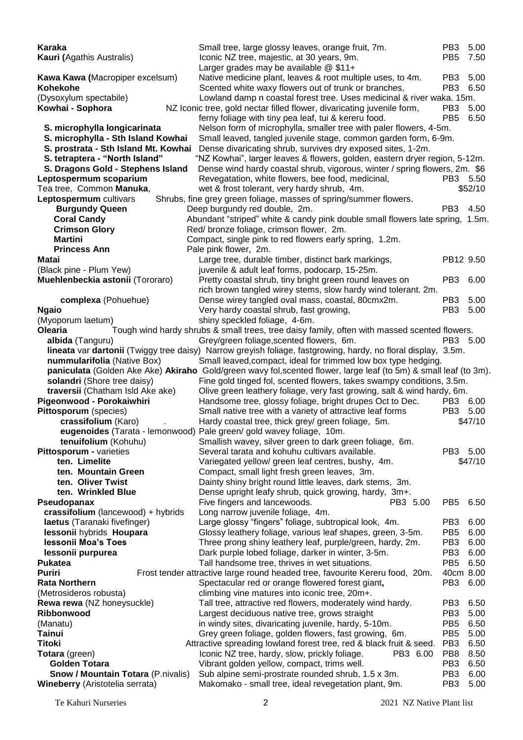| Plant | Description | Grade | Price |
|---|---|---|---|
| **Karaka** | Small tree, large glossy leaves, orange fruit, 7m. | PB3 | 5.00 |
| **Kauri (**Agathis Australis) | Iconic NZ tree, majestic, at 30 years, 9m. Larger grades may be available @ $11+ | PB5 | 7.50 |
| **Kawa Kawa (**Macropiper excelsum) | Native medicine plant, leaves & root multiple uses, to 4m. | PB3 | 5.00 |
| **Kohekohe** (Dysoxylum spectabile) | Scented white waxy flowers out of trunk or branches, Lowland damp n coastal forest tree. Uses medicinal & river waka. 15m. | PB3 | 6.50 |
| **Kowhai - Sophora** | NZ Iconic tree, gold nectar filled flower, divaricating juvenile form, ferny foliage with tiny pea leaf, tui & kereru food. | PB3<br>PB5 | 5.00<br>6.50 |
| **S. microphylla longicarinata** | Nelson form of microphylla, smaller tree with paler flowers, 4-5m. | | |
| **S. microphylla - Sth Island Kowhai** | Small leaved, tangled juvenile stage, common garden form, 6-9m. | | |
| **S. prostrata - Sth Island Mt. Kowhai** | Dense divaricating shrub, survives dry exposed sites, 1-2m. | | |
| **S. tetraptera - "North Island"** | "NZ Kowhai", larger leaves & flowers, golden, eastern dryer region, 5-12m. | | |
| **S. Dragons Gold - Stephens Island** | Dense wind hardy coastal shrub, vigorous, winter / spring flowers, 2m. $6 | | |
| **Leptospermum scoparium**<br>Tea tree, Common **Manuka**, | Revegatation, white flowers, bee food, medicinal, wet & frost tolerant, very hardy shrub, 4m. | PB3 | 5.50<br>$52/10 |
| **Leptospermum** cultivars | Shrubs, fine grey green foliage, masses of spring/summer flowers. | | |
| **Burgundy Queen** | Deep burgundy red double, 2m. | PB3 | 4.50 |
| **Coral Candy** | Abundant "striped" white & candy pink double small flowers late spring, 1.5m. | | |
| **Crimson Glory** | Red/ bronze foliage, crimson flower, 2m. | | |
| **Martini** | Compact, single pink to red flowers early spring, 1.2m. | | |
| **Princess Ann** | Pale pink flower, 2m. | | |
| **Matai** (Black pine - Plum Yew) | Large tree, durable timber, distinct bark markings, juvenile & adult leaf forms, podocarp, 15-25m. | PB12 | 9.50 |
| **Muehlenbeckia astonii** (Tororaro) | Pretty coastal shrub, tiny bright green round leaves on rich brown tangled wirey stems, slow hardy wind tolerant. 2m. | PB3 | 6.00 |
| **complexa** (Pohuehue) | Dense wirey tangled oval mass, coastal, 80cmx2m. | PB3 | 5.00 |
| **Ngaio** (Myoporum laetum) | Very hardy coastal shrub, fast growing, shiny speckled foliage, 4-6m. | PB3 | 5.00 |
| **Olearia** | Tough wind hardy shrubs & small trees, tree daisy family, often with massed scented flowers. | | |
| **albida** (Tanguru) | Grey/green foliage,scented flowers, 6m. | PB3 | 5.00 |
| **lineata** var **dartonii** (Twiggy tree daisy) | Narrow greyish foliage, fastgrowing, hardy, no floral display, 3.5m. | | |
| **nummularifolia** (Native Box) | Small leaved,compact, ideal for trimmed low box type hedging. | | |
| **paniculata** (Golden Ake Ake) **Akiraho** | Gold/green wavy fol,scented flower, large leaf (to 5m) & small leaf (to 3m). | | |
| **solandri** (Shore tree daisy) | Fine gold tinged fol, scented flowers, takes swampy conditions, 3.5m. | | |
| **traversii** (Chatham Isld Ake ake) | Olive green leathery foliage, very fast growing, salt & wind hardy, 6m. | | |
| **Pigeonwood - Porokaiwhiri** | Handsome tree, glossy foliage, bright drupes Oct to Dec. | PB3 | 6.00 |
| **Pittosporum** (species) | Small native tree with a variety of attractive leaf forms | PB3 | 5.00 |
| **crassifolium** (Karo) | Hardy coastal tree, thick grey/ green foliage, 5m. | | $47/10 |
| **eugenoides** (Tarata - lemonwood) | Pale green/ gold wavy foliage, 10m. | | |
| **tenuifolium** (Kohuhu) | Smallish wavey, silver green to dark green foliage, 6m. | | |
| **Pittosporum -** varieties | Several tarata and kohuhu cultivars available. | PB3 | 5.00 |
| **ten. Limelite** | Variegated yellow/ green leaf centres, bushy, 4m. | | $47/10 |
| **ten. Mountain Green** | Compact, small light fresh green leaves, 3m. | | |
| **ten. Oliver Twist** | Dainty shiny bright round little leaves, dark stems, 3m. | | |
| **ten. Wrinkled Blue** | Dense upright leafy shrub, quick growing, hardy, 3m+. | | |
| **Pseudopanax** | Five fingers and lancewoods. PB3 5.00 | PB5 | 6.50 |
| **crassifolium** (lancewood) + hybrids | Long narrow juvenile foliage, 4m. | | |
| **laetus** (Taranaki fivefinger) | Large glossy "fingers" foliage, subtropical look, 4m. | PB3 | 6.00 |
| **lessonii** hybrids **Houpara** | Glossy leathery foliage, various leaf shapes, green, 3-5m. | PB5 | 6.00 |
| **lessonii Moa's Toes** | Three prong shiny leathery leaf, purple/green, hardy, 2m. | PB3 | 6.00 |
| **lessonii purpurea** | Dark purple lobed foliage, darker in winter, 3-5m. | PB3 | 6.00 |
| **Pukatea** | Tall handsome tree, thrives in wet situations. | PB5 | 6.50 |
| **Puriri** | Frost tender attractive large round headed tree, favourite Kereru food, 20m. | 40cm | 8.00 |
| **Rata Northern** (Metrosideros robusta) | Spectacular red or orange flowered forest giant, climbing vine matures into iconic tree, 20m+. | PB3 | 6.00 |
| **Rewa rewa** (NZ honeysuckle) | Tall tree, attractive red flowers, moderately wind hardy. | PB3 | 6.50 |
| **Ribbonwood** (Manatu) | Largest deciduous native tree, grows straight in windy sites, divaricating juvenile, hardy, 5-10m. | PB3<br>PB5 | 5.00<br>6.50 |
| **Tainui** | Grey green foliage, golden flowers, fast growing, 6m. | PB5 | 5.00 |
| **Titoki** | Attractive spreading lowland forest tree, red & black fruit & seed. | PB3 | 6.50 |
| **Totara** (green) | Iconic NZ tree, hardy, slow, prickly foliage. PB3 6.00 | PB8 | 8.50 |
| **Golden Totara** | Vibrant golden yellow, compact, trims well. | PB3 | 6.50 |
| **Snow / Mountain Totara** (P.nivalis) | Sub alpine semi-prostrate rounded shrub, 1.5 x 3m. | PB3 | 6.00 |
| **Wineberry** (Aristotelia serrata) | Makomako - small tree, ideal revegetation plant, 9m. | PB3 | 5.00 |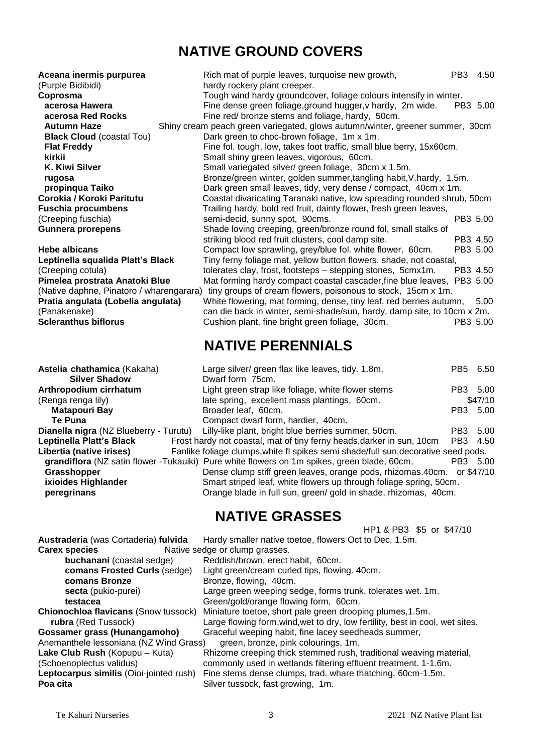# NATIVE GROUND COVERS

| Plant | Description | Size | Price |
|---|---|---|---|
| **Aceana inermis purpurea** (Purple Bidibidi) | Rich mat of purple leaves, turquoise new growth, hardy rockery plant creeper. | PB3 | 4.50 |
| **Coprosma** | Tough wind hardy groundcover, foliage colours intensify in winter. | | |
| **acerosa Hawera** | Fine dense green foliage,ground hugger,v hardy, 2m wide. | PB3 | 5.00 |
| **acerosa Red Rocks** | Fine red/ bronze stems and foliage, hardy, 50cm. | | |
| **Autumn Haze** | Shiny cream peach green variegated, glows autumn/winter, greener summer, 30cm | | |
| **Black Cloud** (coastal Tou) | Dark green to choc-brown foliage, 1m x 1m. | | |
| **Flat Freddy** | Fine fol. tough, low, takes foot traffic, small blue berry, 15x60cm. | | |
| **kirkii** | Small shiny green leaves, vigorous, 60cm. | | |
| **K. Kiwi Silver** | Small variegated silver/ green foliage, 30cm x 1.5m. | | |
| **rugosa** | Bronze/green winter, golden summer,tangling habit,V.hardy, 1.5m. | | |
| **propinqua Taiko** | Dark green small leaves, tidy, very dense / compact, 40cm x 1m. | | |
| **Corokia / Koroki Paritutu** | Coastal divaricating Taranaki native, low spreading rounded shrub, 50cm | | |
| **Fuschia procumbens** (Creeping fuschia) | Trailing hardy, bold red fruit, dainty flower, fresh green leaves, semi-decid, sunny spot, 90cms. | PB3 | 5.00 |
| **Gunnera prorepens** | Shade loving creeping, green/bronze round fol, small stalks of striking blood red fruit clusters, cool damp site. | PB3 | 4.50 |
| **Hebe albicans** | Compact low sprawling, grey/blue fol. white flower, 60cm. | PB3 | 5.00 |
| **Leptinella squalida Platt's Black** (Creeping cotula) | Tiny ferny foliage mat, yellow button flowers, shade, not coastal, tolerates clay, frost, footsteps – stepping stones, 5cmx1m. | PB3 | 4.50 |
| **Pimelea prostrata Anatoki Blue** (Native daphne, Pinatoro / wharengarara) | Mat forming hardy compact coastal cascader,fine blue leaves, tiny groups of cream flowers, poisonous to stock, 15cm x 1m. | PB3 | 5.00 |
| **Pratia angulata (Lobelia angulata)** (Panakenake) | White flowering, mat forming, dense, tiny leaf, red berries autumn, can die back in winter, semi-shade/sun, hardy, damp site, to 10cm x 2m. | | 5.00 |
| **Scleranthus biflorus** | Cushion plant, fine bright green foliage, 30cm. | PB3 | 5.00 |

# NATIVE PERENNIALS

| Plant | Description | Size | Price |
|---|---|---|---|
| **Astelia chathamica** (Kakaha) | Large silver/ green flax like leaves, tidy. 1.8m. | PB5 | 6.50 |
| **Silver Shadow** | Dwarf form 75cm. | | |
| **Arthropodium cirrhatum** (Renga renga lily) | Light green strap like foliage, white flower stems late spring, excellent mass plantings, 60cm. | PB3 | 5.00 / $47/10 |
| **Matapouri Bay** | Broader leaf, 60cm. | PB3 | 5.00 |
| **Te Puna** | Compact dwarf form, hardier, 40cm. | | |
| **Dianella nigra** (NZ Blueberry - Turutu) | Lilly-like plant, bright blue berries summer, 50cm. | PB3 | 5.00 |
| **Leptinella Platt's Black** | Frost hardy not coastal, mat of tiny ferny heads,darker in sun, 10cm | PB3 | 4.50 |
| **Libertia (native irises)** | Fanlike foliage clumps,white fl spikes semi shade/full sun,decorative seed pods. | | |
| **grandiflora** (NZ satin flower -Tukauiki) | Pure white flowers on 1m spikes, green blade, 60cm. | PB3 | 5.00 |
| **Grasshopper** | Dense clump stiff green leaves, orange pods, rhizomas.40cm. | | or $47/10 |
| **ixioides Highlander** | Smart striped leaf, white flowers up through foliage spring, 50cm. | | |
| **peregrinans** | Orange blade in full sun, green/ gold in shade, rhizomas, 40cm. | | |

# NATIVE GRASSES

HP1 & PB3 $5 or $47/10

| Plant | Description |
|---|---|
| **Austraderia** (was Cortaderia) **fulvida** | Hardy smaller native toetoe, flowers Oct to Dec, 1.5m. |
| **Carex species** | Native sedge or clump grasses. |
| **buchanani** (coastal sedge) | Reddish/brown, erect habit, 60cm. |
| **comans Frosted Curls** (sedge) | Light green/cream curled tips, flowing. 40cm. |
| **comans Bronze** | Bronze, flowing, 40cm. |
| **secta** (pukio-purei) | Large green weeping sedge, forms trunk, tolerates wet. 1m. |
| **testacea** | Green/gold/orange flowing form, 60cm. |
| **Chionochloa flavicans** (Snow tussock) | Miniature toetoe, short pale green drooping plumes,1.5m. |
| **rubra** (Red Tussock) | Large flowing form,wind,wet to dry, low fertility, best in cool, wet sites. |
| **Gossamer grass (Hunangamoho)** Anemanthele lessoniana (NZ Wind Grass) | Graceful weeping habit, fine lacey seedheads summer, green, bronze, pink colourings, 1m. |
| **Lake Club Rush** (Kopupu – Kuta) (Schoenoplectus validus) | Rhizome creeping thick stemmed rush, traditional weaving material, commonly used in wetlands filtering effluent treatment. 1-1.6m. |
| **Leptocarpus similis** (Oioi-jointed rush) | Fine stems dense clumps, trad. whare thatching, 60cm-1.5m. |
| **Poa cita** | Silver tussock, fast growing, 1m. |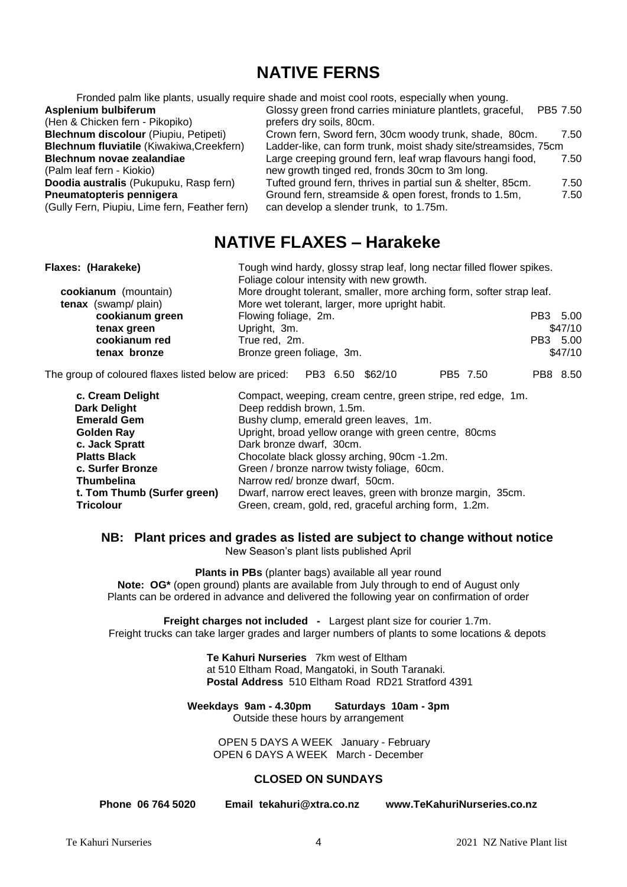# NATIVE FERNS

Fronded palm like plants, usually require shade and moist cool roots, especially when young.

| | | |
|---|---|---|
| **Asplenium bulbiferum** (Hen & Chicken fern - Pikopiko) | Glossy green frond carries miniature plantlets, graceful, prefers dry soils, 80cm. | PB5 7.50 |
| **Blechnum discolour** (Piupiu, Petipeti) | Crown fern, Sword fern, 30cm woody trunk, shade, 80cm. | 7.50 |
| **Blechnum fluviatile** (Kiwakiwa,Creekfern) | Ladder-like, can form trunk, moist shady site/streamsides, 75cm | |
| **Blechnum novae zealandiae** (Palm leaf fern - Kiokio) | Large creeping ground fern, leaf wrap flavours hangi food, new growth tinged red, fronds 30cm to 3m long. | 7.50 |
| **Doodia australis** (Pukupuku, Rasp fern) | Tufted ground fern, thrives in partial sun & shelter, 85cm. | 7.50 |
| **Pneumatopteris pennigera** (Gully Fern, Piupiu, Lime fern, Feather fern) | Ground fern, streamside & open forest, fronds to 1.5m, can develop a slender trunk, to 1.75m. | 7.50 |

# NATIVE FLAXES – Harakeke

| | | |
|---|---|---|
| **Flaxes: (Harakeke)** | Tough wind hardy, glossy strap leaf, long nectar filled flower spikes. Foliage colour intensity with new growth. | |
| **cookianum** (mountain) | More drought tolerant, smaller, more arching form, softer strap leaf. | |
| **tenax** (swamp/ plain) | More wet tolerant, larger, more upright habit. | |
| **cookianum green** | Flowing foliage, 2m. | PB3 5.00 |
| **tenax green** | Upright, 3m. | $47/10 |
| **cookianum red** | True red, 2m. | PB3 5.00 |
| **tenax bronze** | Bronze green foliage, 3m. | $47/10 |

The group of coloured flaxes listed below are priced: PB3 6.50 $62/10 PB5 7.50 PB8 8.50

| | |
|---|---|
| **c. Cream Delight** | Compact, weeping, cream centre, green stripe, red edge, 1m. |
| **Dark Delight** | Deep reddish brown, 1.5m. |
| **Emerald Gem** | Bushy clump, emerald green leaves, 1m. |
| **Golden Ray** | Upright, broad yellow orange with green centre, 80cms |
| **c. Jack Spratt** | Dark bronze dwarf, 30cm. |
| **Platts Black** | Chocolate black glossy arching, 90cm -1.2m. |
| **c. Surfer Bronze** | Green / bronze narrow twisty foliage, 60cm. |
| **Thumbelina** | Narrow red/ bronze dwarf, 50cm. |
| **t. Tom Thumb (Surfer green)** | Dwarf, narrow erect leaves, green with bronze margin, 35cm. |
| **Tricolour** | Green, cream, gold, red, graceful arching form, 1.2m. |

**NB: Plant prices and grades as listed are subject to change without notice**
New Season's plant lists published April

**Plants in PBs** (planter bags) available all year round
**Note: OG*** (open ground) plants are available from July through to end of August only
Plants can be ordered in advance and delivered the following year on confirmation of order

**Freight charges not included -** Largest plant size for courier 1.7m.
Freight trucks can take larger grades and larger numbers of plants to some locations & depots

**Te Kahuri Nurseries** 7km west of Eltham
at 510 Eltham Road, Mangatoki, in South Taranaki.
**Postal Address** 510 Eltham Road RD21 Stratford 4391

**Weekdays 9am - 4.30pm Saturdays 10am - 3pm**
Outside these hours by arrangement

OPEN 5 DAYS A WEEK January - February
OPEN 6 DAYS A WEEK March - December

**CLOSED ON SUNDAYS**

**Phone 06 764 5020 Email tekahuri@xtra.co.nz www.TeKahuriNurseries.co.nz**